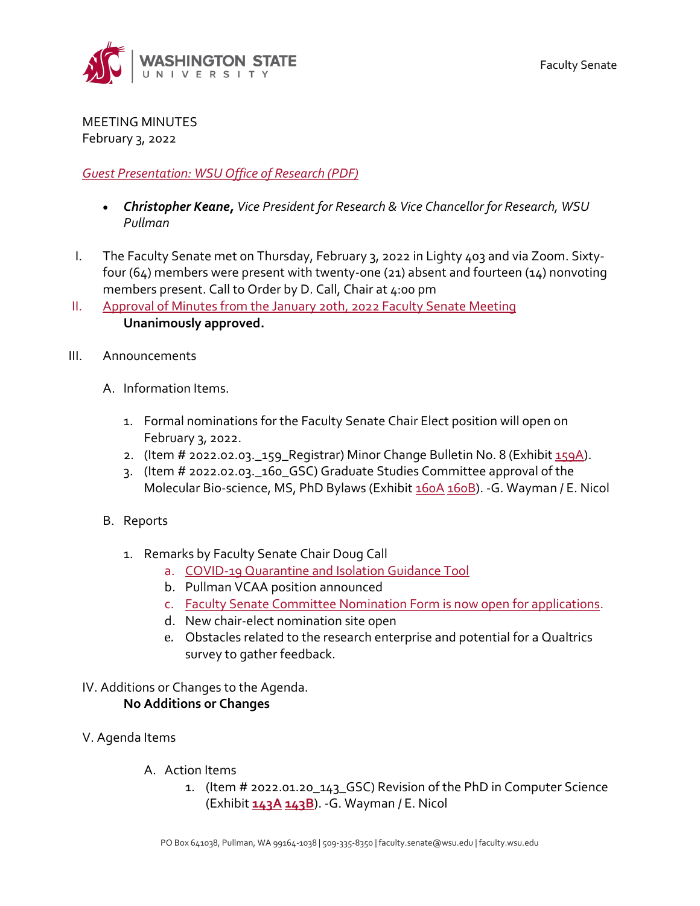Faculty Senate

MEETING MINUTES
February 3, 2022

*Guest Presentation: WSU Office of Research (PDF)*

- ***Christopher Keane**, Vice President for Research & Vice Chancellor for Research, WSU Pullman*

I. The Faculty Senate met on Thursday, February 3, 2022 in Lighty 403 and via Zoom. Sixty-four (64) members were present with twenty-one (21) absent and fourteen (14) nonvoting members present. Call to Order by D. Call, Chair at 4:00 pm

II. Approval of Minutes from the January 20th, 2022 Faculty Senate Meeting
**Unanimously approved.**

III. Announcements

A. Information Items.

1. Formal nominations for the Faculty Senate Chair Elect position will open on February 3, 2022.
2. (Item # 2022.02.03._159_Registrar) Minor Change Bulletin No. 8 (Exhibit 159A).
3. (Item # 2022.02.03._160_GSC) Graduate Studies Committee approval of the Molecular Bio-science, MS, PhD Bylaws (Exhibit 160A 160B). -G. Wayman / E. Nicol

B. Reports

1. Remarks by Faculty Senate Chair Doug Call
   a. COVID-19 Quarantine and Isolation Guidance Tool
   b. Pullman VCAA position announced
   c. Faculty Senate Committee Nomination Form is now open for applications.
   d. New chair-elect nomination site open
   e. Obstacles related to the research enterprise and potential for a Qualtrics survey to gather feedback.

IV. Additions or Changes to the Agenda.
**No Additions or Changes**

V. Agenda Items

A. Action Items

1. (Item # 2022.01.20_143_GSC) Revision of the PhD in Computer Science (Exhibit **143A** **143B**). -G. Wayman / E. Nicol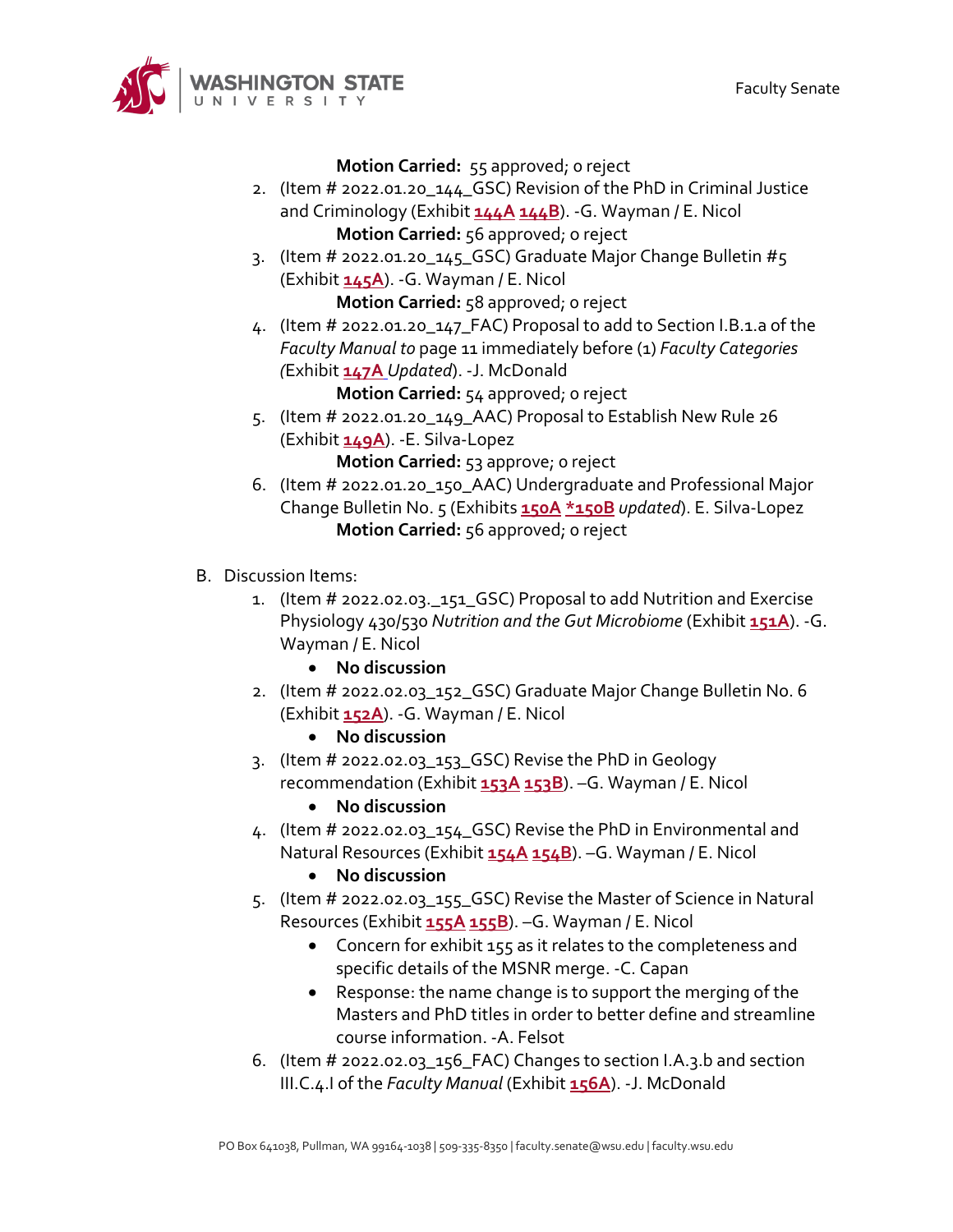**Motion Carried:** 55 approved; 0 reject

2. (Item # 2022.01.20_144_GSC) Revision of the PhD in Criminal Justice and Criminology (Exhibit **144A** **144B**). -G. Wayman / E. Nicol
   **Motion Carried:** 56 approved; 0 reject
3. (Item # 2022.01.20_145_GSC) Graduate Major Change Bulletin #5 (Exhibit **145A**). -G. Wayman / E. Nicol
   **Motion Carried:** 58 approved; 0 reject
4. (Item # 2022.01.20_147_FAC) Proposal to add to Section I.B.1.a of the *Faculty Manual to* page 11 immediately before (1) *Faculty Categories (*Exhibit **147A** *Updated*). -J. McDonald
   **Motion Carried:** 54 approved; 0 reject
5. (Item # 2022.01.20_149_AAC) Proposal to Establish New Rule 26 (Exhibit **149A**). -E. Silva-Lopez
   **Motion Carried:** 53 approve; 0 reject
6. (Item # 2022.01.20_150_AAC) Undergraduate and Professional Major Change Bulletin No. 5 (Exhibits **150A** ***150B** *updated*). E. Silva-Lopez
   **Motion Carried:** 56 approved; 0 reject

B. Discussion Items:

1. (Item # 2022.02.03._151_GSC) Proposal to add Nutrition and Exercise Physiology 430/530 *Nutrition and the Gut Microbiome* (Exhibit **151A**). -G. Wayman / E. Nicol
   - **No discussion**
2. (Item # 2022.02.03_152_GSC) Graduate Major Change Bulletin No. 6 (Exhibit **152A**). -G. Wayman / E. Nicol
   - **No discussion**
3. (Item # 2022.02.03_153_GSC) Revise the PhD in Geology recommendation (Exhibit **153A** **153B**). –G. Wayman / E. Nicol
   - **No discussion**
4. (Item # 2022.02.03_154_GSC) Revise the PhD in Environmental and Natural Resources (Exhibit **154A** **154B**). –G. Wayman / E. Nicol
   - **No discussion**
5. (Item # 2022.02.03_155_GSC) Revise the Master of Science in Natural Resources (Exhibit **155A** **155B**). –G. Wayman / E. Nicol
   - Concern for exhibit 155 as it relates to the completeness and specific details of the MSNR merge. -C. Capan
   - Response: the name change is to support the merging of the Masters and PhD titles in order to better define and streamline course information. -A. Felsot
6. (Item # 2022.02.03_156_FAC) Changes to section I.A.3.b and section III.C.4.l of the *Faculty Manual* (Exhibit **156A**). -J. McDonald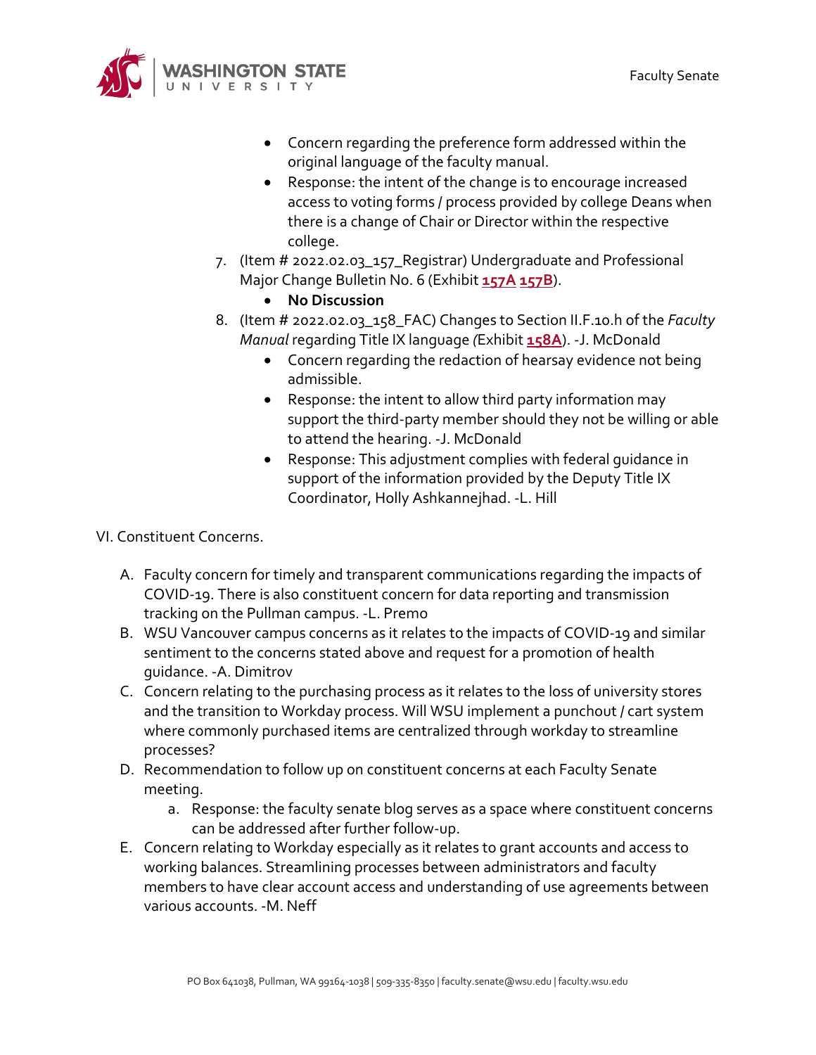- Concern regarding the preference form addressed within the original language of the faculty manual.
- Response: the intent of the change is to encourage increased access to voting forms / process provided by college Deans when there is a change of Chair or Director within the respective college.

7. (Item # 2022.02.03_157_Registrar) Undergraduate and Professional Major Change Bulletin No. 6 (Exhibit **157A** **157B**).
   - **No Discussion**
8. (Item # 2022.02.03_158_FAC) Changes to Section II.F.10.h of the *Faculty Manual* regarding Title IX language *(*Exhibit **158A**). -J. McDonald
   - Concern regarding the redaction of hearsay evidence not being admissible.
   - Response: the intent to allow third party information may support the third-party member should they not be willing or able to attend the hearing. -J. McDonald
   - Response: This adjustment complies with federal guidance in support of the information provided by the Deputy Title IX Coordinator, Holly Ashkannejhad. -L. Hill

VI. Constituent Concerns.

A. Faculty concern for timely and transparent communications regarding the impacts of COVID-19. There is also constituent concern for data reporting and transmission tracking on the Pullman campus. -L. Premo

B. WSU Vancouver campus concerns as it relates to the impacts of COVID-19 and similar sentiment to the concerns stated above and request for a promotion of health guidance. -A. Dimitrov

C. Concern relating to the purchasing process as it relates to the loss of university stores and the transition to Workday process. Will WSU implement a punchout / cart system where commonly purchased items are centralized through workday to streamline processes?

D. Recommendation to follow up on constituent concerns at each Faculty Senate meeting.

   a. Response: the faculty senate blog serves as a space where constituent concerns can be addressed after further follow-up.

E. Concern relating to Workday especially as it relates to grant accounts and access to working balances. Streamlining processes between administrators and faculty members to have clear account access and understanding of use agreements between various accounts. -M. Neff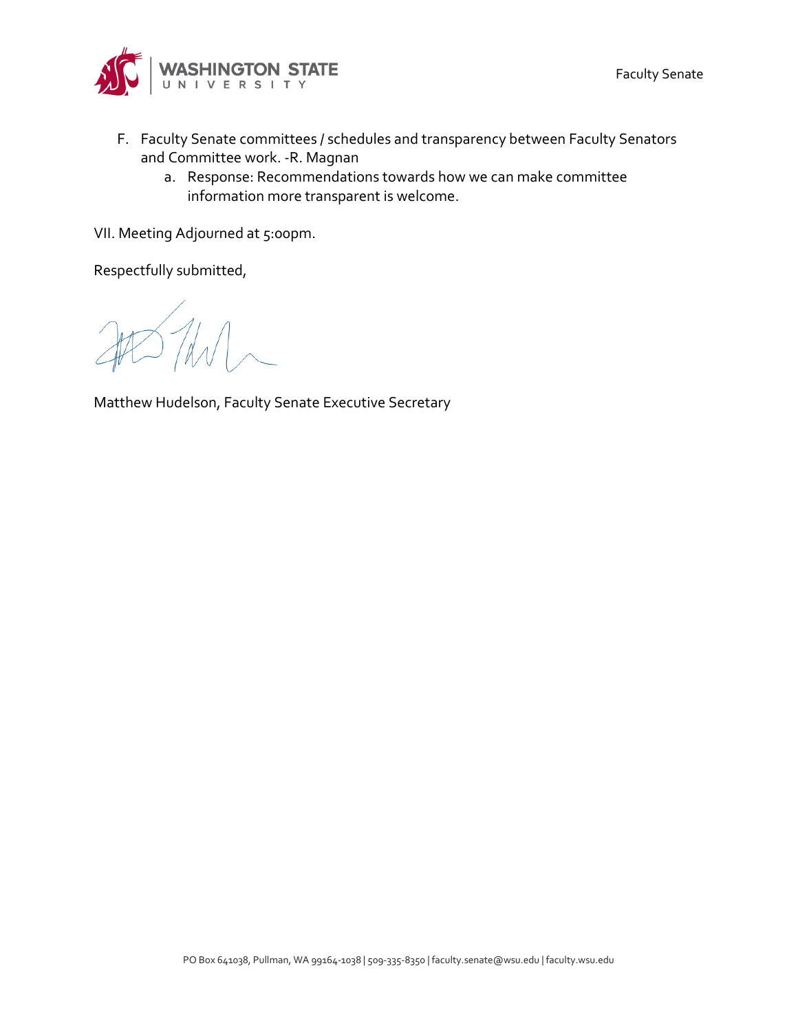F. Faculty Senate committees / schedules and transparency between Faculty Senators and Committee work. -R. Magnan
    a. Response: Recommendations towards how we can make committee information more transparent is welcome.

VII. Meeting Adjourned at 5:00pm.

Respectfully submitted,

Matthew Hudelson, Faculty Senate Executive Secretary